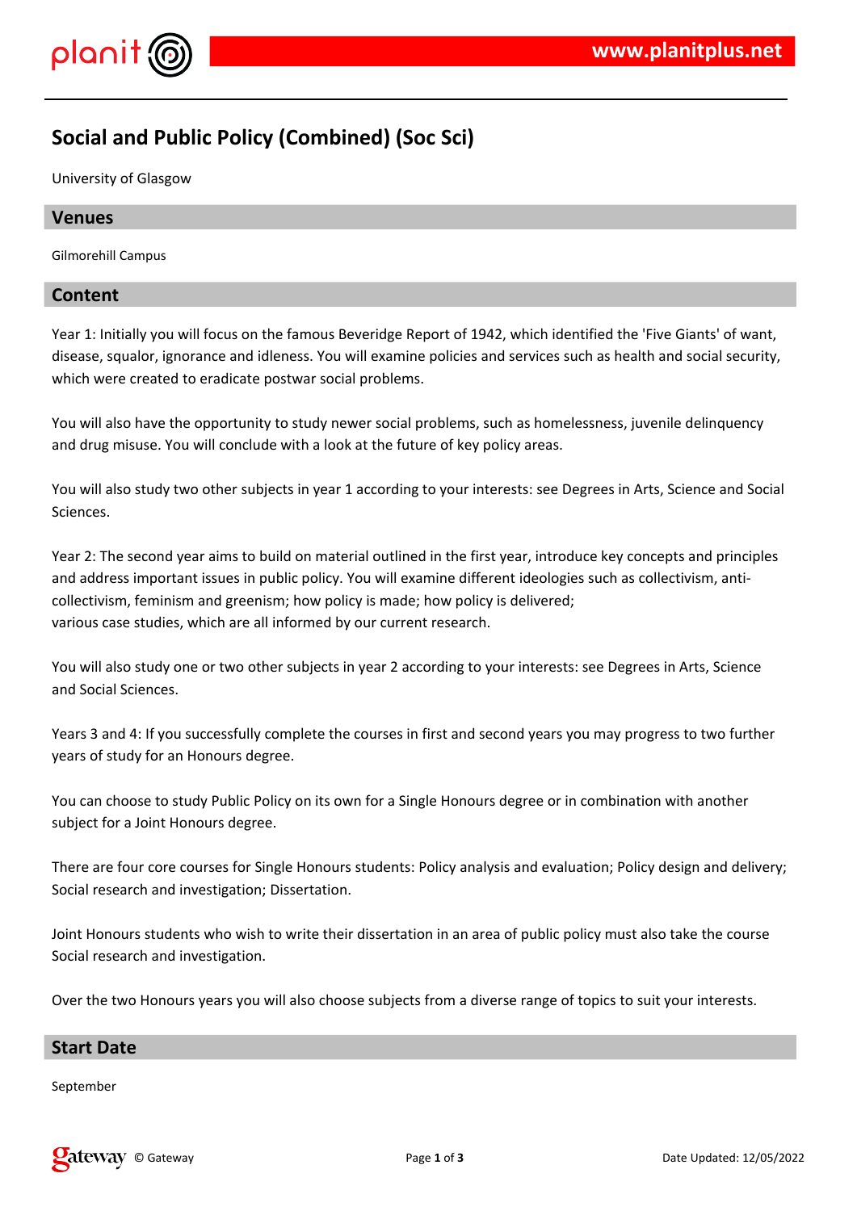# Social and Public Policy (Combined) (Soc Sci)

University of Glasgow

## Venues

Gilmorehill Campus

## Content

Year 1: Initially you will focus on the famous Beveridge Report of 1942, which identified the 'Five Giants' of want, disease, squalor, ignorance and idleness. You will examine policies and services such as health and social security, which were created to eradicate postwar social problems.

You will also have the opportunity to study newer social problems, such as homelessness, juvenile delinquency and drug misuse. You will conclude with a look at the future of key policy areas.

You will also study two other subjects in year 1 according to your interests: see Degrees in Arts, Science and Social Sciences.

Year 2: The second year aims to build on material outlined in the first year, introduce key concepts and principles and address important issues in public policy. You will examine different ideologies such as collectivism, anti-collectivism, feminism and greenism; how policy is made; how policy is delivered;
various case studies, which are all informed by our current research.

You will also study one or two other subjects in year 2 according to your interests: see Degrees in Arts, Science and Social Sciences.

Years 3 and 4: If you successfully complete the courses in first and second years you may progress to two further years of study for an Honours degree.

You can choose to study Public Policy on its own for a Single Honours degree or in combination with another subject for a Joint Honours degree.

There are four core courses for Single Honours students: Policy analysis and evaluation; Policy design and delivery; Social research and investigation; Dissertation.

Joint Honours students who wish to write their dissertation in an area of public policy must also take the course Social research and investigation.

Over the two Honours years you will also choose subjects from a diverse range of topics to suit your interests.

## Start Date

September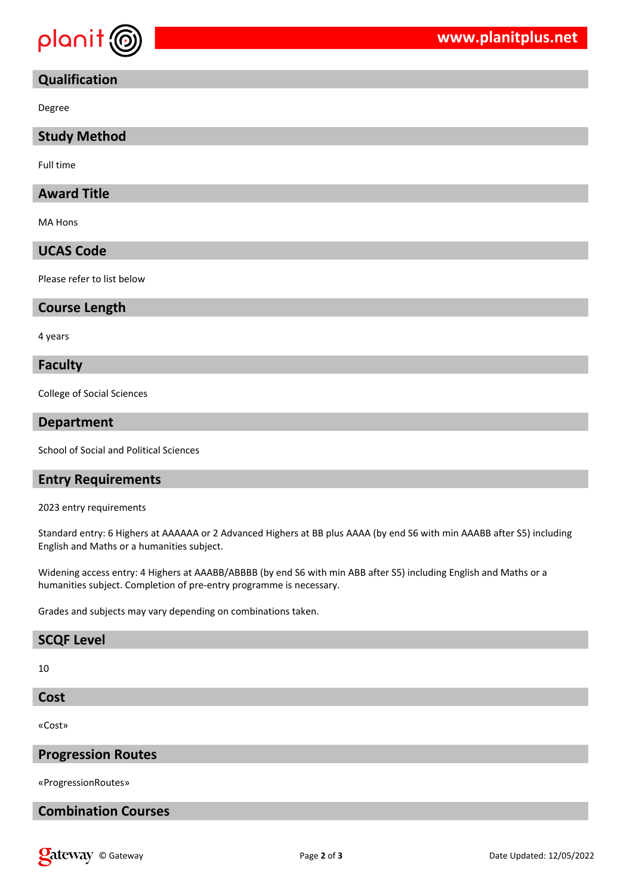## Qualification

Degree

## Study Method

Full time

## Award Title

MA Hons

## UCAS Code

Please refer to list below

## Course Length

4 years

## Faculty

College of Social Sciences

## Department

School of Social and Political Sciences

## Entry Requirements

2023 entry requirements

Standard entry: 6 Highers at AAAAAA or 2 Advanced Highers at BB plus AAAA (by end S6 with min AAABB after S5) including English and Maths or a humanities subject.

Widening access entry: 4 Highers at AAABB/ABBBB (by end S6 with min ABB after S5) including English and Maths or a humanities subject. Completion of pre-entry programme is necessary.

Grades and subjects may vary depending on combinations taken.

## SCQF Level

10

## Cost

«Cost»

## Progression Routes

«ProgressionRoutes»

## Combination Courses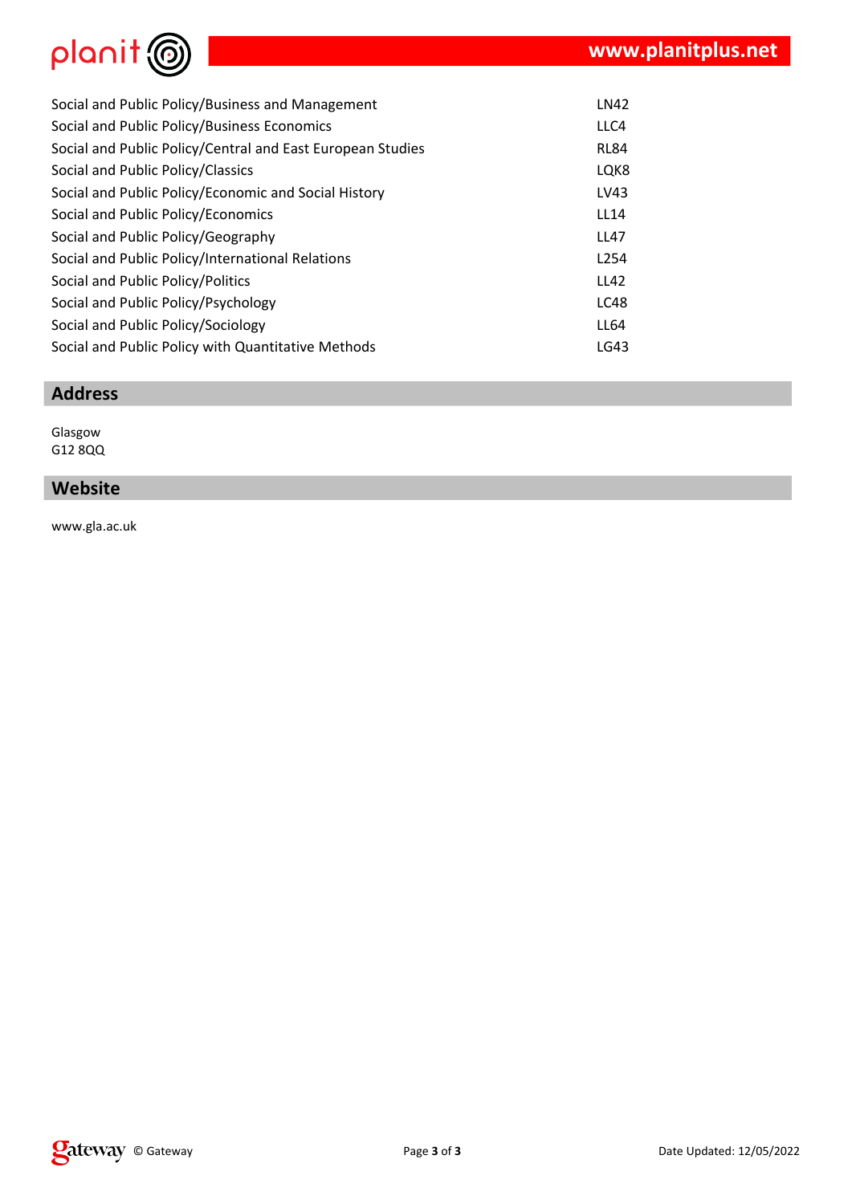| | |
|---|---|
| Social and Public Policy/Business and Management | LN42 |
| Social and Public Policy/Business Economics | LLC4 |
| Social and Public Policy/Central and East European Studies | RL84 |
| Social and Public Policy/Classics | LQK8 |
| Social and Public Policy/Economic and Social History | LV43 |
| Social and Public Policy/Economics | LL14 |
| Social and Public Policy/Geography | LL47 |
| Social and Public Policy/International Relations | L254 |
| Social and Public Policy/Politics | LL42 |
| Social and Public Policy/Psychology | LC48 |
| Social and Public Policy/Sociology | LL64 |
| Social and Public Policy with Quantitative Methods | LG43 |

## Address

Glasgow
G12 8QQ

## Website

www.gla.ac.uk